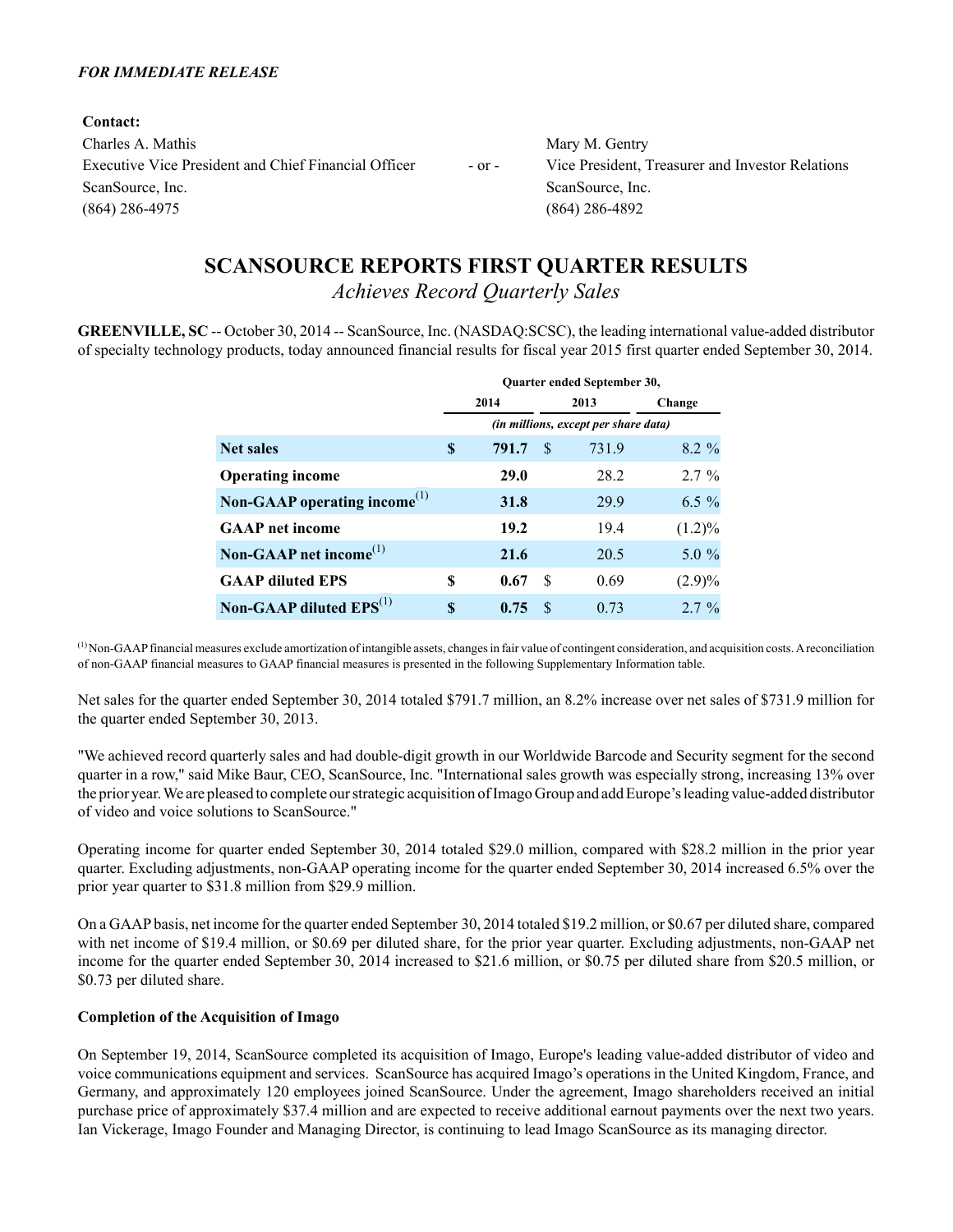*FOR IMMEDIATE RELEASE*

**Contact:**

Charles A. Mathis
Executive Vice President and Chief Financial Officer
ScanSource, Inc.
(864) 286-4975

\- or -

Mary M. Gentry
Vice President, Treasurer and Investor Relations
ScanSource, Inc.
(864) 286-4892

# SCANSOURCE REPORTS FIRST QUARTER RESULTS

## *Achieves Record Quarterly Sales*

**GREENVILLE, SC** -- October 30, 2014 -- ScanSource, Inc. (NASDAQ:SCSC), the leading international value-added distributor of specialty technology products, today announced financial results for fiscal year 2015 first quarter ended September 30, 2014.

| | Quarter ended September 30, | | |
|---|---|---|---|
| | 2014 | 2013 | Change |
| | *(in millions, except per share data)* | | |
| **Net sales** | **$ 791.7** | $ 731.9 | 8.2 % |
| **Operating income** | **29.0** | 28.2 | 2.7 % |
| **Non-GAAP operating income**[(1)] | **31.8** | 29.9 | 6.5 % |
| **GAAP net income** | **19.2** | 19.4 | (1.2)% |
| **Non-GAAP net income**[(1)] | **21.6** | 20.5 | 5.0 % |
| **GAAP diluted EPS** | **$ 0.67** | $ 0.69 | (2.9)% |
| **Non-GAAP diluted EPS**[(1)] | **$ 0.75** | $ 0.73 | 2.7 % |

[(1)] Non-GAAP financial measures exclude amortization of intangible assets, changes in fair value of contingent consideration, and acquisition costs. A reconciliation of non-GAAP financial measures to GAAP financial measures is presented in the following Supplementary Information table.

Net sales for the quarter ended September 30, 2014 totaled $791.7 million, an 8.2% increase over net sales of $731.9 million for the quarter ended September 30, 2013.

"We achieved record quarterly sales and had double-digit growth in our Worldwide Barcode and Security segment for the second quarter in a row," said Mike Baur, CEO, ScanSource, Inc. "International sales growth was especially strong, increasing 13% over the prior year. We are pleased to complete our strategic acquisition of Imago Group and add Europe's leading value-added distributor of video and voice solutions to ScanSource."

Operating income for quarter ended September 30, 2014 totaled $29.0 million, compared with $28.2 million in the prior year quarter. Excluding adjustments, non-GAAP operating income for the quarter ended September 30, 2014 increased 6.5% over the prior year quarter to $31.8 million from $29.9 million.

On a GAAP basis, net income for the quarter ended September 30, 2014 totaled $19.2 million, or $0.67 per diluted share, compared with net income of $19.4 million, or $0.69 per diluted share, for the prior year quarter. Excluding adjustments, non-GAAP net income for the quarter ended September 30, 2014 increased to $21.6 million, or $0.75 per diluted share from $20.5 million, or $0.73 per diluted share.

**Completion of the Acquisition of Imago**

On September 19, 2014, ScanSource completed its acquisition of Imago, Europe's leading value-added distributor of video and voice communications equipment and services. ScanSource has acquired Imago's operations in the United Kingdom, France, and Germany, and approximately 120 employees joined ScanSource. Under the agreement, Imago shareholders received an initial purchase price of approximately $37.4 million and are expected to receive additional earnout payments over the next two years. Ian Vickerage, Imago Founder and Managing Director, is continuing to lead Imago ScanSource as its managing director.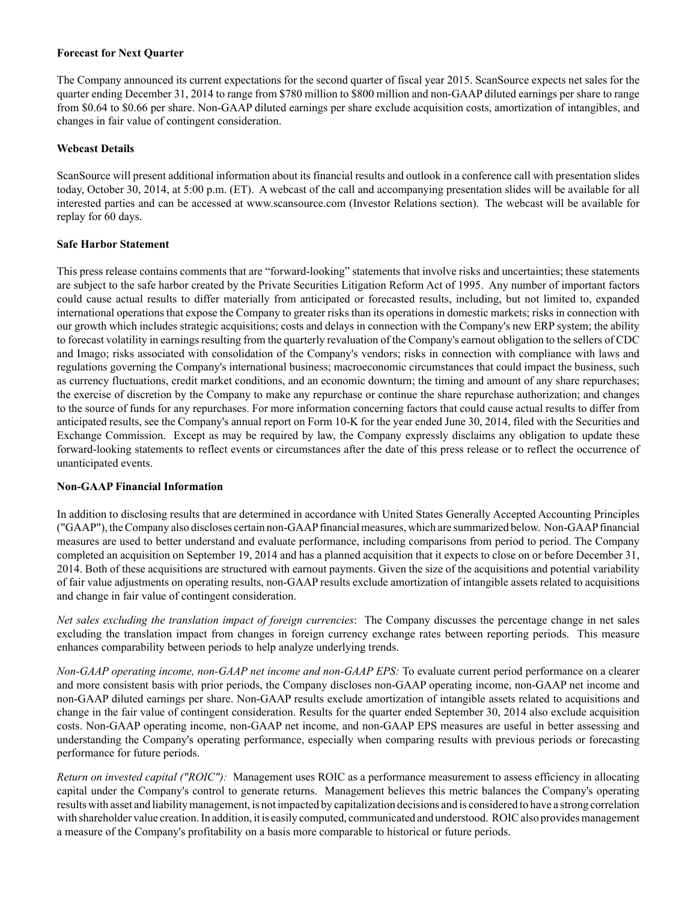**Forecast for Next Quarter**

The Company announced its current expectations for the second quarter of fiscal year 2015. ScanSource expects net sales for the quarter ending December 31, 2014 to range from $780 million to $800 million and non-GAAP diluted earnings per share to range from $0.64 to $0.66 per share. Non-GAAP diluted earnings per share exclude acquisition costs, amortization of intangibles, and changes in fair value of contingent consideration.

**Webcast Details**

ScanSource will present additional information about its financial results and outlook in a conference call with presentation slides today, October 30, 2014, at 5:00 p.m. (ET). A webcast of the call and accompanying presentation slides will be available for all interested parties and can be accessed at www.scansource.com (Investor Relations section). The webcast will be available for replay for 60 days.

**Safe Harbor Statement**

This press release contains comments that are "forward-looking" statements that involve risks and uncertainties; these statements are subject to the safe harbor created by the Private Securities Litigation Reform Act of 1995. Any number of important factors could cause actual results to differ materially from anticipated or forecasted results, including, but not limited to, expanded international operations that expose the Company to greater risks than its operations in domestic markets; risks in connection with our growth which includes strategic acquisitions; costs and delays in connection with the Company's new ERP system; the ability to forecast volatility in earnings resulting from the quarterly revaluation of the Company's earnout obligation to the sellers of CDC and Imago; risks associated with consolidation of the Company's vendors; risks in connection with compliance with laws and regulations governing the Company's international business; macroeconomic circumstances that could impact the business, such as currency fluctuations, credit market conditions, and an economic downturn; the timing and amount of any share repurchases; the exercise of discretion by the Company to make any repurchase or continue the share repurchase authorization; and changes to the source of funds for any repurchases. For more information concerning factors that could cause actual results to differ from anticipated results, see the Company's annual report on Form 10-K for the year ended June 30, 2014, filed with the Securities and Exchange Commission. Except as may be required by law, the Company expressly disclaims any obligation to update these forward-looking statements to reflect events or circumstances after the date of this press release or to reflect the occurrence of unanticipated events.

**Non-GAAP Financial Information**

In addition to disclosing results that are determined in accordance with United States Generally Accepted Accounting Principles ("GAAP"), the Company also discloses certain non-GAAP financial measures, which are summarized below. Non-GAAP financial measures are used to better understand and evaluate performance, including comparisons from period to period. The Company completed an acquisition on September 19, 2014 and has a planned acquisition that it expects to close on or before December 31, 2014. Both of these acquisitions are structured with earnout payments. Given the size of the acquisitions and potential variability of fair value adjustments on operating results, non-GAAP results exclude amortization of intangible assets related to acquisitions and change in fair value of contingent consideration.

*Net sales excluding the translation impact of foreign currencies*: The Company discusses the percentage change in net sales excluding the translation impact from changes in foreign currency exchange rates between reporting periods. This measure enhances comparability between periods to help analyze underlying trends.

*Non-GAAP operating income, non-GAAP net income and non-GAAP EPS:* To evaluate current period performance on a clearer and more consistent basis with prior periods, the Company discloses non-GAAP operating income, non-GAAP net income and non-GAAP diluted earnings per share. Non-GAAP results exclude amortization of intangible assets related to acquisitions and change in the fair value of contingent consideration. Results for the quarter ended September 30, 2014 also exclude acquisition costs. Non-GAAP operating income, non-GAAP net income, and non-GAAP EPS measures are useful in better assessing and understanding the Company's operating performance, especially when comparing results with previous periods or forecasting performance for future periods.

*Return on invested capital ("ROIC"):* Management uses ROIC as a performance measurement to assess efficiency in allocating capital under the Company's control to generate returns. Management believes this metric balances the Company's operating results with asset and liability management, is not impacted by capitalization decisions and is considered to have a strong correlation with shareholder value creation. In addition, it is easily computed, communicated and understood. ROIC also provides management a measure of the Company's profitability on a basis more comparable to historical or future periods.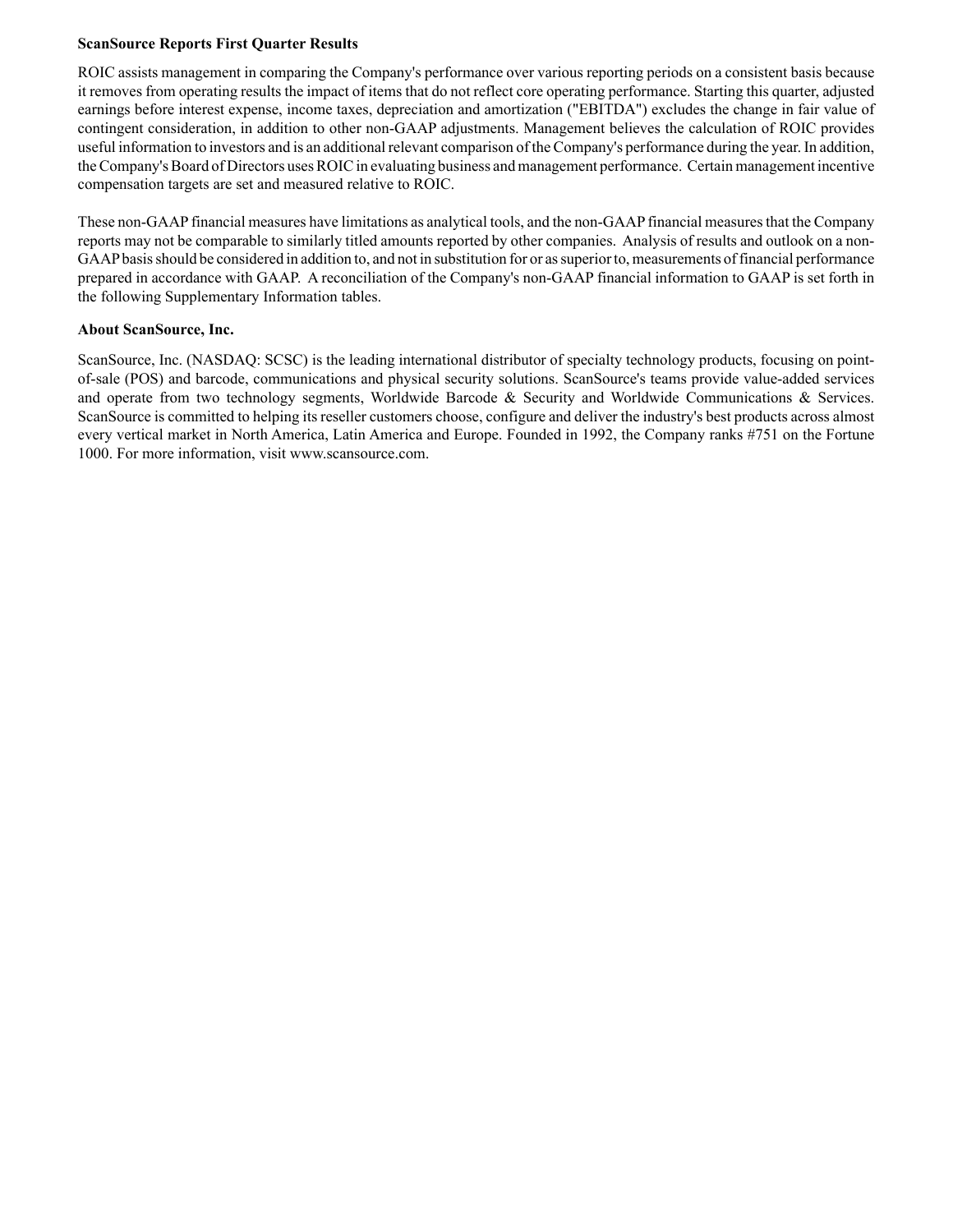**ScanSource Reports First Quarter Results**

ROIC assists management in comparing the Company's performance over various reporting periods on a consistent basis because it removes from operating results the impact of items that do not reflect core operating performance. Starting this quarter, adjusted earnings before interest expense, income taxes, depreciation and amortization ("EBITDA") excludes the change in fair value of contingent consideration, in addition to other non-GAAP adjustments. Management believes the calculation of ROIC provides useful information to investors and is an additional relevant comparison of the Company's performance during the year. In addition, the Company's Board of Directors uses ROIC in evaluating business and management performance. Certain management incentive compensation targets are set and measured relative to ROIC.

These non-GAAP financial measures have limitations as analytical tools, and the non-GAAP financial measures that the Company reports may not be comparable to similarly titled amounts reported by other companies. Analysis of results and outlook on a non-GAAP basis should be considered in addition to, and not in substitution for or as superior to, measurements of financial performance prepared in accordance with GAAP. A reconciliation of the Company's non-GAAP financial information to GAAP is set forth in the following Supplementary Information tables.

**About ScanSource, Inc.**

ScanSource, Inc. (NASDAQ: SCSC) is the leading international distributor of specialty technology products, focusing on point-of-sale (POS) and barcode, communications and physical security solutions. ScanSource's teams provide value-added services and operate from two technology segments, Worldwide Barcode & Security and Worldwide Communications & Services. ScanSource is committed to helping its reseller customers choose, configure and deliver the industry's best products across almost every vertical market in North America, Latin America and Europe. Founded in 1992, the Company ranks #751 on the Fortune 1000. For more information, visit www.scansource.com.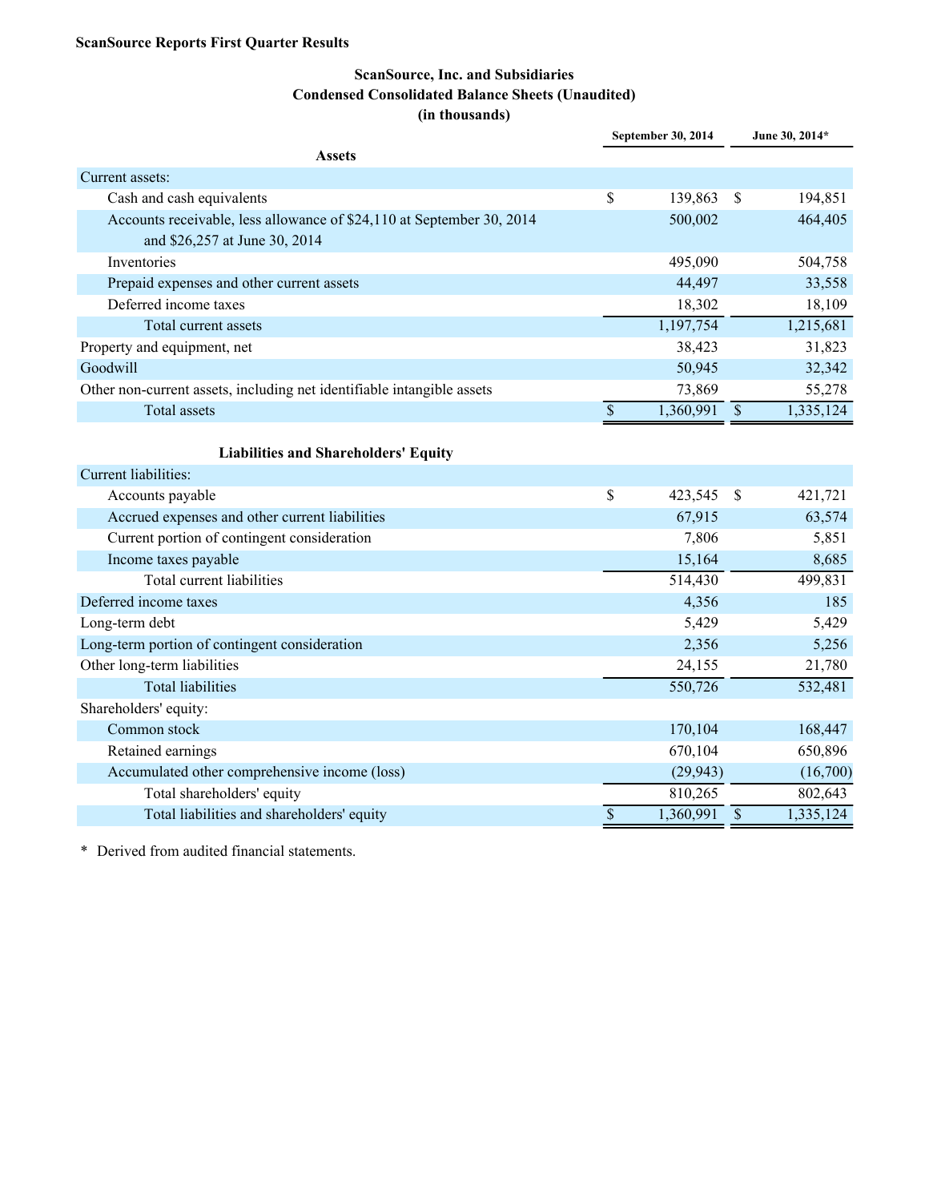**ScanSource Reports First Quarter Results**

## ScanSource, Inc. and Subsidiaries
## Condensed Consolidated Balance Sheets (Unaudited)
## (in thousands)

| | September 30, 2014 | June 30, 2014* |
|---|---|---|
| **Assets** | | |
| Current assets: | | |
| Cash and cash equivalents | $ 139,863 | $ 194,851 |
| Accounts receivable, less allowance of $24,110 at September 30, 2014 and $26,257 at June 30, 2014 | 500,002 | 464,405 |
| Inventories | 495,090 | 504,758 |
| Prepaid expenses and other current assets | 44,497 | 33,558 |
| Deferred income taxes | 18,302 | 18,109 |
| Total current assets | 1,197,754 | 1,215,681 |
| Property and equipment, net | 38,423 | 31,823 |
| Goodwill | 50,945 | 32,342 |
| Other non-current assets, including net identifiable intangible assets | 73,869 | 55,278 |
| Total assets | $ 1,360,991 | $ 1,335,124 |
| **Liabilities and Shareholders' Equity** | | |
| Current liabilities: | | |
| Accounts payable | $ 423,545 | $ 421,721 |
| Accrued expenses and other current liabilities | 67,915 | 63,574 |
| Current portion of contingent consideration | 7,806 | 5,851 |
| Income taxes payable | 15,164 | 8,685 |
| Total current liabilities | 514,430 | 499,831 |
| Deferred income taxes | 4,356 | 185 |
| Long-term debt | 5,429 | 5,429 |
| Long-term portion of contingent consideration | 2,356 | 5,256 |
| Other long-term liabilities | 24,155 | 21,780 |
| Total liabilities | 550,726 | 532,481 |
| Shareholders' equity: | | |
| Common stock | 170,104 | 168,447 |
| Retained earnings | 670,104 | 650,896 |
| Accumulated other comprehensive income (loss) | (29,943) | (16,700) |
| Total shareholders' equity | 810,265 | 802,643 |
| Total liabilities and shareholders' equity | $ 1,360,991 | $ 1,335,124 |

\* Derived from audited financial statements.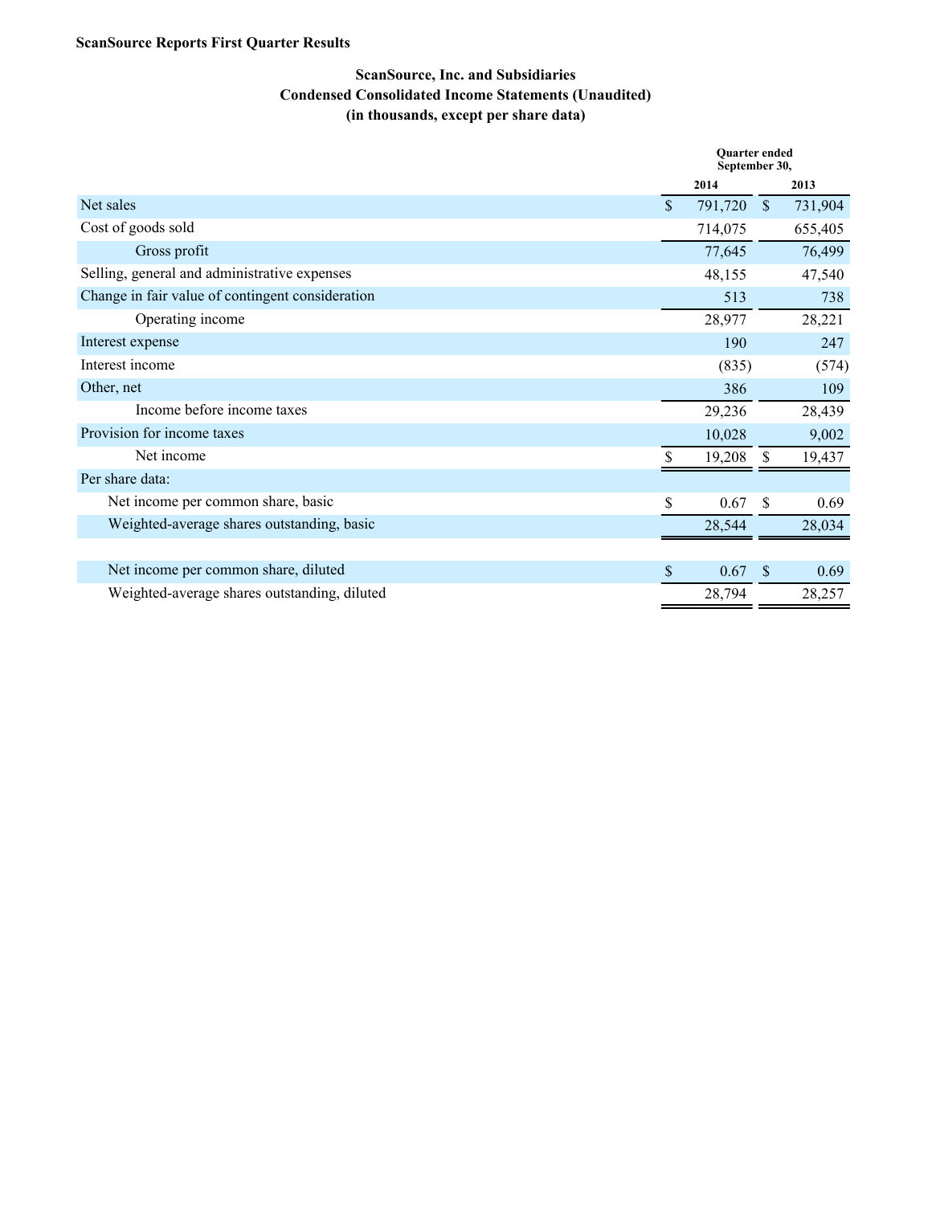**ScanSource Reports First Quarter Results**

## ScanSource, Inc. and Subsidiaries
## Condensed Consolidated Income Statements (Unaudited)
## (in thousands, except per share data)

| | Quarter ended September 30, | |
|---|---|---|
| | 2014 | 2013 |
| Net sales | $ 791,720 | $ 731,904 |
| Cost of goods sold | 714,075 | 655,405 |
| Gross profit | 77,645 | 76,499 |
| Selling, general and administrative expenses | 48,155 | 47,540 |
| Change in fair value of contingent consideration | 513 | 738 |
| Operating income | 28,977 | 28,221 |
| Interest expense | 190 | 247 |
| Interest income | (835) | (574) |
| Other, net | 386 | 109 |
| Income before income taxes | 29,236 | 28,439 |
| Provision for income taxes | 10,028 | 9,002 |
| Net income | $ 19,208 | $ 19,437 |
| Per share data: | | |
| Net income per common share, basic | $ 0.67 | $ 0.69 |
| Weighted-average shares outstanding, basic | 28,544 | 28,034 |
| | | |
| Net income per common share, diluted | $ 0.67 | $ 0.69 |
| Weighted-average shares outstanding, diluted | 28,794 | 28,257 |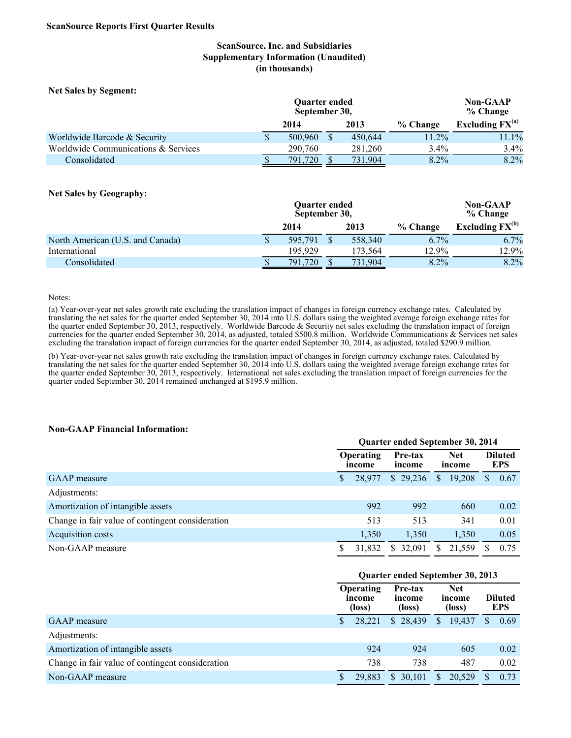**ScanSource Reports First Quarter Results**

## ScanSource, Inc. and Subsidiaries
## Supplementary Information (Unaudited)
## (in thousands)

**Net Sales by Segment:**

| | Quarter ended September 30, 2014 | Quarter ended September 30, 2013 | % Change | Non-GAAP % Change Excluding FX[(a)] |
|---|---|---|---|---|
| Worldwide Barcode & Security | $ 500,960 | $ 450,644 | 11.2% | 11.1% |
| Worldwide Communications & Services | 290,760 | 281,260 | 3.4% | 3.4% |
| Consolidated | $ 791,720 | $ 731,904 | 8.2% | 8.2% |

**Net Sales by Geography:**

| | Quarter ended September 30, 2014 | Quarter ended September 30, 2013 | % Change | Non-GAAP % Change Excluding FX[(b)] |
|---|---|---|---|---|
| North American (U.S. and Canada) | $ 595,791 | $ 558,340 | 6.7% | 6.7% |
| International | 195,929 | 173,564 | 12.9% | 12.9% |
| Consolidated | $ 791,720 | $ 731,904 | 8.2% | 8.2% |

Notes:

(a) Year-over-year net sales growth rate excluding the translation impact of changes in foreign currency exchange rates. Calculated by translating the net sales for the quarter ended September 30, 2014 into U.S. dollars using the weighted average foreign exchange rates for the quarter ended September 30, 2013, respectively. Worldwide Barcode & Security net sales excluding the translation impact of foreign currencies for the quarter ended September 30, 2014, as adjusted, totaled $500.8 million. Worldwide Communications & Services net sales excluding the translation impact of foreign currencies for the quarter ended September 30, 2014, as adjusted, totaled $290.9 million.

(b) Year-over-year net sales growth rate excluding the translation impact of changes in foreign currency exchange rates. Calculated by translating the net sales for the quarter ended September 30, 2014 into U.S. dollars using the weighted average foreign exchange rates for the quarter ended September 30, 2013, respectively. International net sales excluding the translation impact of foreign currencies for the quarter ended September 30, 2014 remained unchanged at $195.9 million.

**Non-GAAP Financial Information:**

| Quarter ended September 30, 2014 | Operating income | Pre-tax income | Net income | Diluted EPS |
|---|---|---|---|---|
| GAAP measure | $ 28,977 | $ 29,236 | $ 19,208 | $ 0.67 |
| Adjustments: | | | | |
| Amortization of intangible assets | 992 | 992 | 660 | 0.02 |
| Change in fair value of contingent consideration | 513 | 513 | 341 | 0.01 |
| Acquisition costs | 1,350 | 1,350 | 1,350 | 0.05 |
| Non-GAAP measure | $ 31,832 | $ 32,091 | $ 21,559 | $ 0.75 |

| Quarter ended September 30, 2013 | Operating income (loss) | Pre-tax income (loss) | Net income (loss) | Diluted EPS |
|---|---|---|---|---|
| GAAP measure | $ 28,221 | $ 28,439 | $ 19,437 | $ 0.69 |
| Adjustments: | | | | |
| Amortization of intangible assets | 924 | 924 | 605 | 0.02 |
| Change in fair value of contingent consideration | 738 | 738 | 487 | 0.02 |
| Non-GAAP measure | $ 29,883 | $ 30,101 | $ 20,529 | $ 0.73 |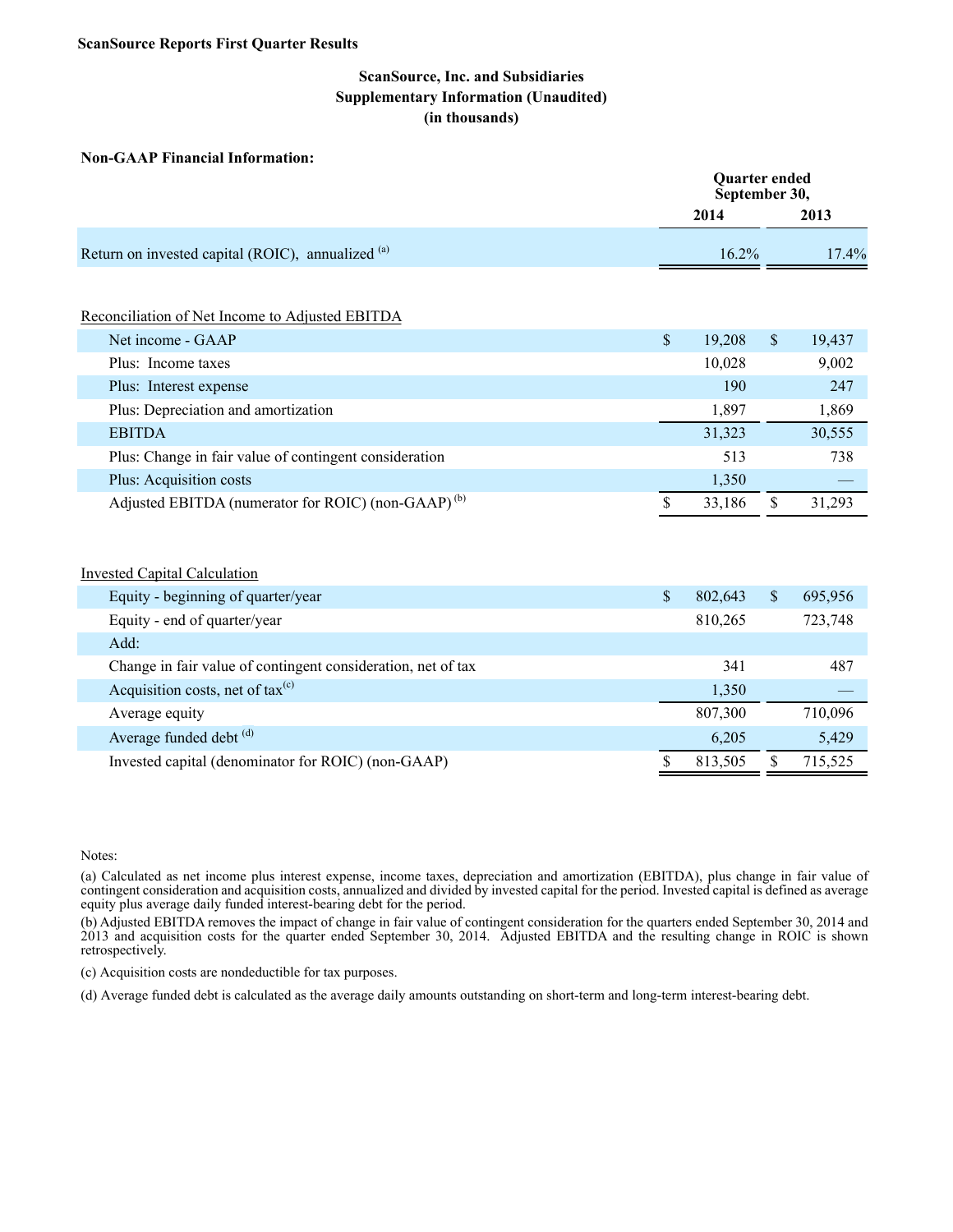**ScanSource Reports First Quarter Results**

## ScanSource, Inc. and Subsidiaries
## Supplementary Information (Unaudited)
## (in thousands)

**Non-GAAP Financial Information:**

| | Quarter ended September 30, | |
|---|---|---|
| | 2014 | 2013 |
| Return on invested capital (ROIC), annualized [(a)] | 16.2% | 17.4% |

| | 2014 | 2013 |
|---|---|---|
| Reconciliation of Net Income to Adjusted EBITDA | | |
| Net income - GAAP | $ 19,208 | $ 19,437 |
| Plus: Income taxes | 10,028 | 9,002 |
| Plus: Interest expense | 190 | 247 |
| Plus: Depreciation and amortization | 1,897 | 1,869 |
| EBITDA | 31,323 | 30,555 |
| Plus: Change in fair value of contingent consideration | 513 | 738 |
| Plus: Acquisition costs | 1,350 | — |
| Adjusted EBITDA (numerator for ROIC) (non-GAAP) [(b)] | $ 33,186 | $ 31,293 |

| | 2014 | 2013 |
|---|---|---|
| Invested Capital Calculation | | |
| Equity - beginning of quarter/year | $ 802,643 | $ 695,956 |
| Equity - end of quarter/year | 810,265 | 723,748 |
| Add: | | |
| Change in fair value of contingent consideration, net of tax | 341 | 487 |
| Acquisition costs, net of tax[(c)] | 1,350 | — |
| Average equity | 807,300 | 710,096 |
| Average funded debt [(d)] | 6,205 | 5,429 |
| Invested capital (denominator for ROIC) (non-GAAP) | $ 813,505 | $ 715,525 |

Notes:

(a) Calculated as net income plus interest expense, income taxes, depreciation and amortization (EBITDA), plus change in fair value of contingent consideration and acquisition costs, annualized and divided by invested capital for the period. Invested capital is defined as average equity plus average daily funded interest-bearing debt for the period.

(b) Adjusted EBITDA removes the impact of change in fair value of contingent consideration for the quarters ended September 30, 2014 and 2013 and acquisition costs for the quarter ended September 30, 2014. Adjusted EBITDA and the resulting change in ROIC is shown retrospectively.

(c) Acquisition costs are nondeductible for tax purposes.

(d) Average funded debt is calculated as the average daily amounts outstanding on short-term and long-term interest-bearing debt.